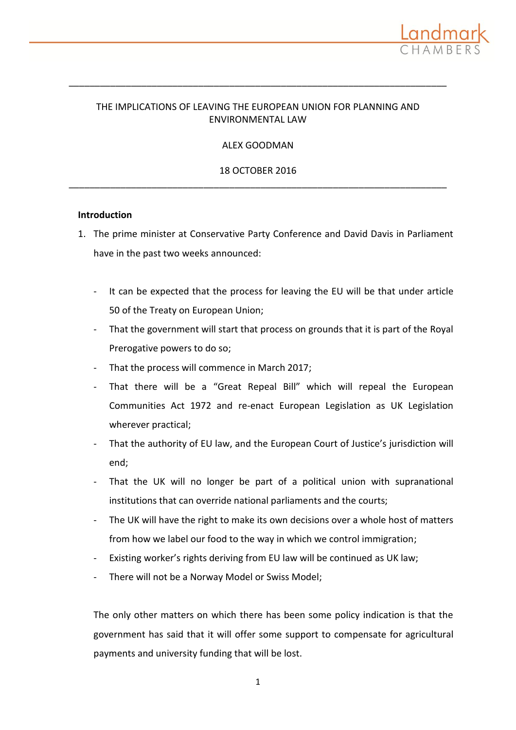THE IMPLICATIONS OF LEAVING THE EUROPEAN UNION FOR PLANNING AND ENVIRONMENTAL LAW

ALEX GOODMAN

18 OCTOBER 2016

---

**Introduction**

1. The prime minister at Conservative Party Conference and David Davis in Parliament have in the past two weeks announced:

   - It can be expected that the process for leaving the EU will be that under article 50 of the Treaty on European Union;
   - That the government will start that process on grounds that it is part of the Royal Prerogative powers to do so;
   - That the process will commence in March 2017;
   - That there will be a "Great Repeal Bill" which will repeal the European Communities Act 1972 and re-enact European Legislation as UK Legislation wherever practical;
   - That the authority of EU law, and the European Court of Justice's jurisdiction will end;
   - That the UK will no longer be part of a political union with supranational institutions that can override national parliaments and the courts;
   - The UK will have the right to make its own decisions over a whole host of matters from how we label our food to the way in which we control immigration;
   - Existing worker's rights deriving from EU law will be continued as UK law;
   - There will not be a Norway Model or Swiss Model;

   The only other matters on which there has been some policy indication is that the government has said that it will offer some support to compensate for agricultural payments and university funding that will be lost.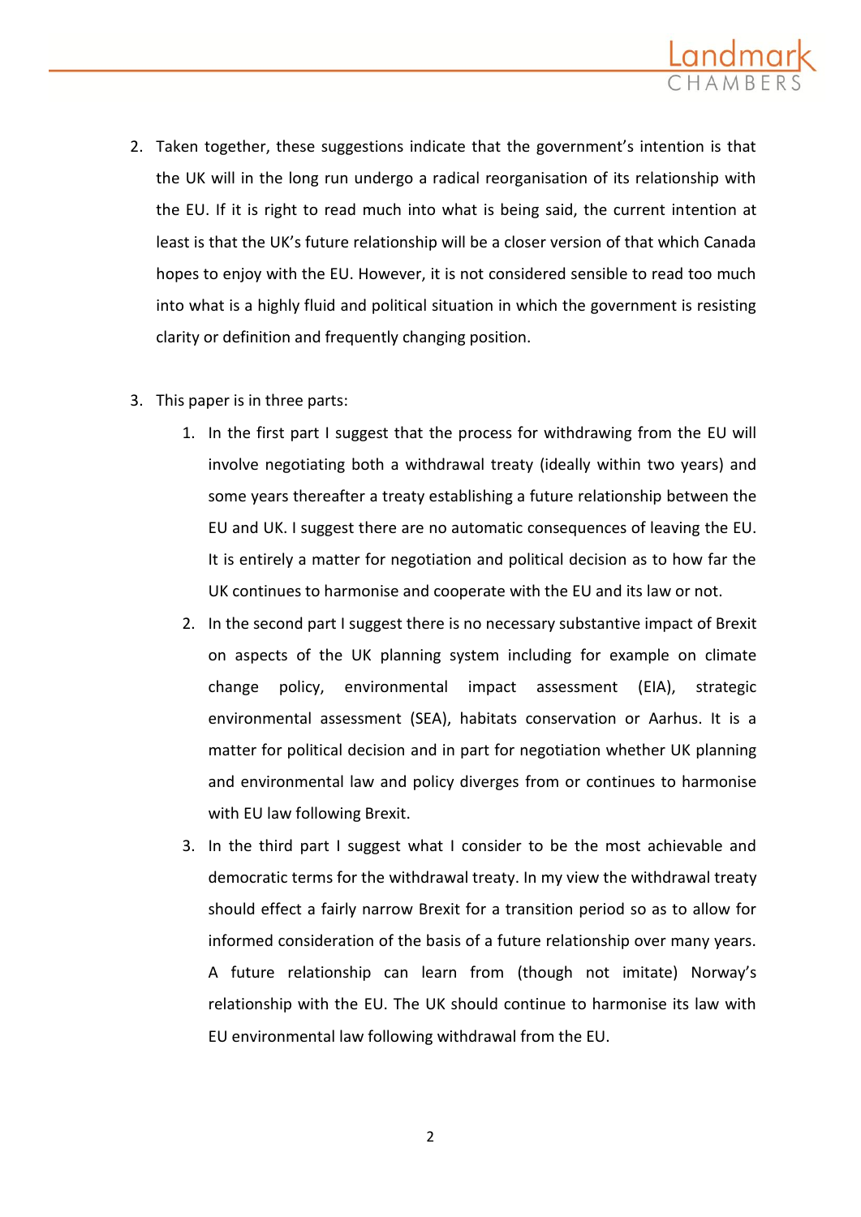2. Taken together, these suggestions indicate that the government's intention is that the UK will in the long run undergo a radical reorganisation of its relationship with the EU. If it is right to read much into what is being said, the current intention at least is that the UK's future relationship will be a closer version of that which Canada hopes to enjoy with the EU. However, it is not considered sensible to read too much into what is a highly fluid and political situation in which the government is resisting clarity or definition and frequently changing position.

3. This paper is in three parts:
   1. In the first part I suggest that the process for withdrawing from the EU will involve negotiating both a withdrawal treaty (ideally within two years) and some years thereafter a treaty establishing a future relationship between the EU and UK. I suggest there are no automatic consequences of leaving the EU. It is entirely a matter for negotiation and political decision as to how far the UK continues to harmonise and cooperate with the EU and its law or not.
   2. In the second part I suggest there is no necessary substantive impact of Brexit on aspects of the UK planning system including for example on climate change policy, environmental impact assessment (EIA), strategic environmental assessment (SEA), habitats conservation or Aarhus. It is a matter for political decision and in part for negotiation whether UK planning and environmental law and policy diverges from or continues to harmonise with EU law following Brexit.
   3. In the third part I suggest what I consider to be the most achievable and democratic terms for the withdrawal treaty. In my view the withdrawal treaty should effect a fairly narrow Brexit for a transition period so as to allow for informed consideration of the basis of a future relationship over many years. A future relationship can learn from (though not imitate) Norway's relationship with the EU. The UK should continue to harmonise its law with EU environmental law following withdrawal from the EU.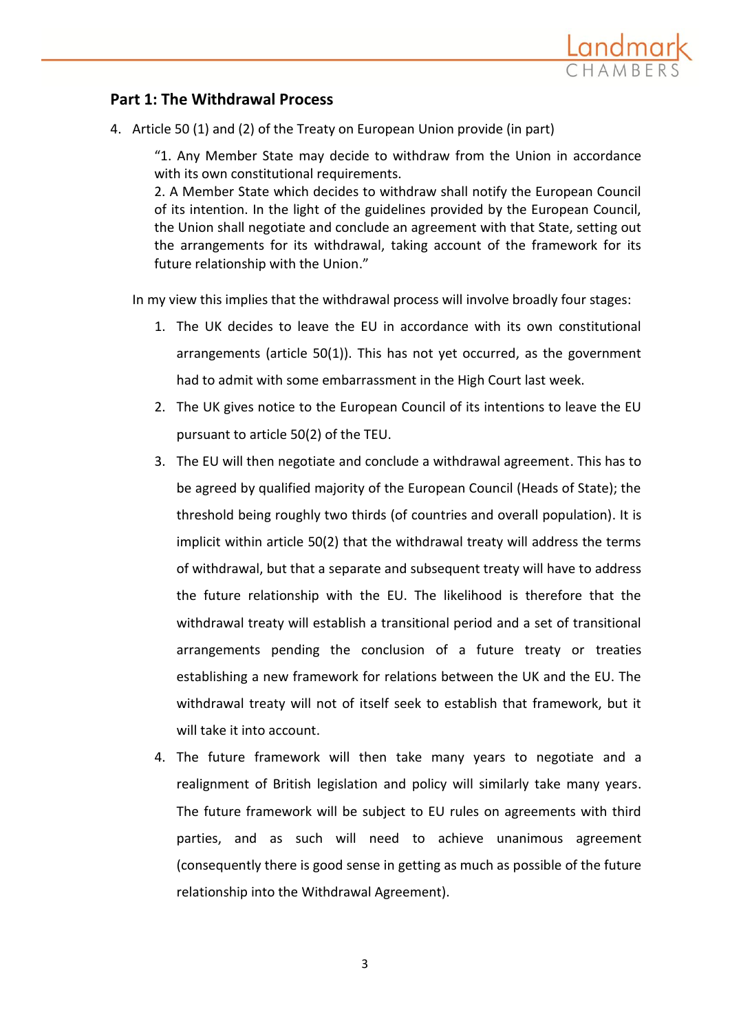## Part 1: The Withdrawal Process

4. Article 50 (1) and (2) of the Treaty on European Union provide (in part)

   > "1. Any Member State may decide to withdraw from the Union in accordance with its own constitutional requirements.
   > 2. A Member State which decides to withdraw shall notify the European Council of its intention. In the light of the guidelines provided by the European Council, the Union shall negotiate and conclude an agreement with that State, setting out the arrangements for its withdrawal, taking account of the framework for its future relationship with the Union."

   In my view this implies that the withdrawal process will involve broadly four stages:

   1. The UK decides to leave the EU in accordance with its own constitutional arrangements (article 50(1)). This has not yet occurred, as the government had to admit with some embarrassment in the High Court last week.
   2. The UK gives notice to the European Council of its intentions to leave the EU pursuant to article 50(2) of the TEU.
   3. The EU will then negotiate and conclude a withdrawal agreement. This has to be agreed by qualified majority of the European Council (Heads of State); the threshold being roughly two thirds (of countries and overall population). It is implicit within article 50(2) that the withdrawal treaty will address the terms of withdrawal, but that a separate and subsequent treaty will have to address the future relationship with the EU. The likelihood is therefore that the withdrawal treaty will establish a transitional period and a set of transitional arrangements pending the conclusion of a future treaty or treaties establishing a new framework for relations between the UK and the EU. The withdrawal treaty will not of itself seek to establish that framework, but it will take it into account.
   4. The future framework will then take many years to negotiate and a realignment of British legislation and policy will similarly take many years. The future framework will be subject to EU rules on agreements with third parties, and as such will need to achieve unanimous agreement (consequently there is good sense in getting as much as possible of the future relationship into the Withdrawal Agreement).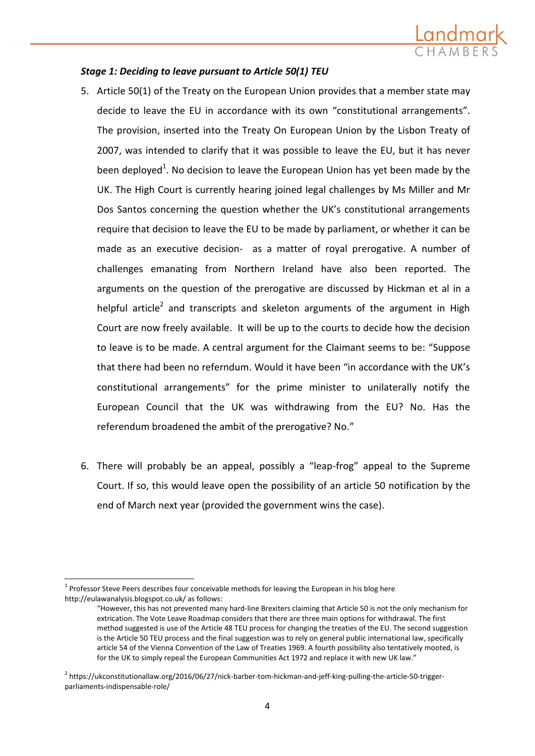***Stage 1: Deciding to leave pursuant to Article 50(1) TEU***

5. Article 50(1) of the Treaty on the European Union provides that a member state may decide to leave the EU in accordance with its own "constitutional arrangements". The provision, inserted into the Treaty On European Union by the Lisbon Treaty of 2007, was intended to clarify that it was possible to leave the EU, but it has never been deployed[1]. No decision to leave the European Union has yet been made by the UK. The High Court is currently hearing joined legal challenges by Ms Miller and Mr Dos Santos concerning the question whether the UK's constitutional arrangements require that decision to leave the EU to be made by parliament, or whether it can be made as an executive decision- as a matter of royal prerogative. A number of challenges emanating from Northern Ireland have also been reported. The arguments on the question of the prerogative are discussed by Hickman et al in a helpful article[2] and transcripts and skeleton arguments of the argument in High Court are now freely available. It will be up to the courts to decide how the decision to leave is to be made. A central argument for the Claimant seems to be: "Suppose that there had been no referndum. Would it have been "in accordance with the UK's constitutional arrangements" for the prime minister to unilaterally notify the European Council that the UK was withdrawing from the EU? No. Has the referendum broadened the ambit of the prerogative? No."

6. There will probably be an appeal, possibly a "leap-frog" appeal to the Supreme Court. If so, this would leave open the possibility of an article 50 notification by the end of March next year (provided the government wins the case).

---

[1] Professor Steve Peers describes four conceivable methods for leaving the European in his blog here http://eulawanalysis.blogspot.co.uk/ as follows:

> "However, this has not prevented many hard-line Brexiters claiming that Article 50 is not the only mechanism for extrication. The Vote Leave Roadmap considers that there are three main options for withdrawal. The first method suggested is use of the Article 48 TEU process for changing the treaties of the EU. The second suggestion is the Article 50 TEU process and the final suggestion was to rely on general public international law, specifically article 54 of the Vienna Convention of the Law of Treaties 1969. A fourth possibility also tentatively mooted, is for the UK to simply repeal the European Communities Act 1972 and replace it with new UK law."

[2] https://ukconstitutionallaw.org/2016/06/27/nick-barber-tom-hickman-and-jeff-king-pulling-the-article-50-trigger-parliaments-indispensable-role/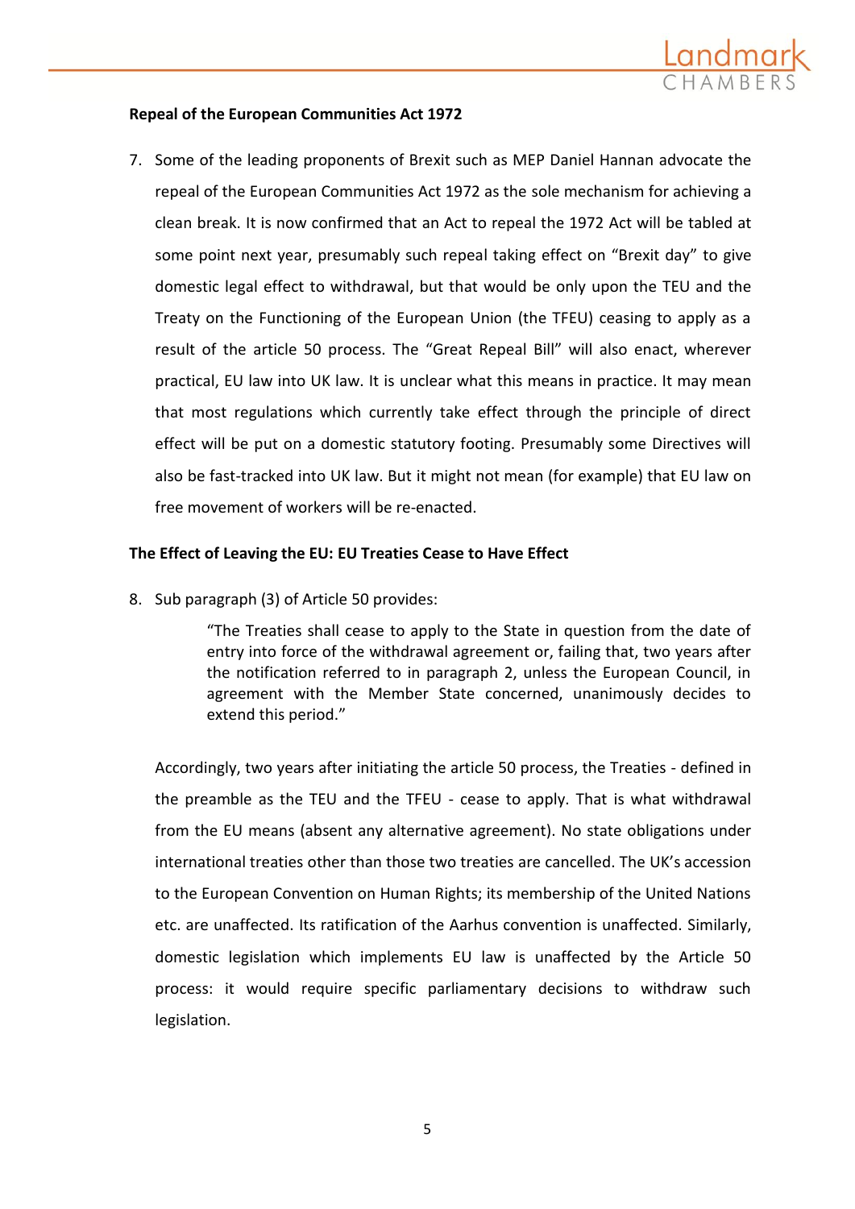**Repeal of the European Communities Act 1972**

7. Some of the leading proponents of Brexit such as MEP Daniel Hannan advocate the repeal of the European Communities Act 1972 as the sole mechanism for achieving a clean break. It is now confirmed that an Act to repeal the 1972 Act will be tabled at some point next year, presumably such repeal taking effect on "Brexit day" to give domestic legal effect to withdrawal, but that would be only upon the TEU and the Treaty on the Functioning of the European Union (the TFEU) ceasing to apply as a result of the article 50 process. The "Great Repeal Bill" will also enact, wherever practical, EU law into UK law. It is unclear what this means in practice. It may mean that most regulations which currently take effect through the principle of direct effect will be put on a domestic statutory footing. Presumably some Directives will also be fast-tracked into UK law. But it might not mean (for example) that EU law on free movement of workers will be re-enacted.

**The Effect of Leaving the EU: EU Treaties Cease to Have Effect**

8. Sub paragraph (3) of Article 50 provides:

> "The Treaties shall cease to apply to the State in question from the date of entry into force of the withdrawal agreement or, failing that, two years after the notification referred to in paragraph 2, unless the European Council, in agreement with the Member State concerned, unanimously decides to extend this period."

Accordingly, two years after initiating the article 50 process, the Treaties - defined in the preamble as the TEU and the TFEU - cease to apply. That is what withdrawal from the EU means (absent any alternative agreement). No state obligations under international treaties other than those two treaties are cancelled. The UK's accession to the European Convention on Human Rights; its membership of the United Nations etc. are unaffected. Its ratification of the Aarhus convention is unaffected. Similarly, domestic legislation which implements EU law is unaffected by the Article 50 process: it would require specific parliamentary decisions to withdraw such legislation.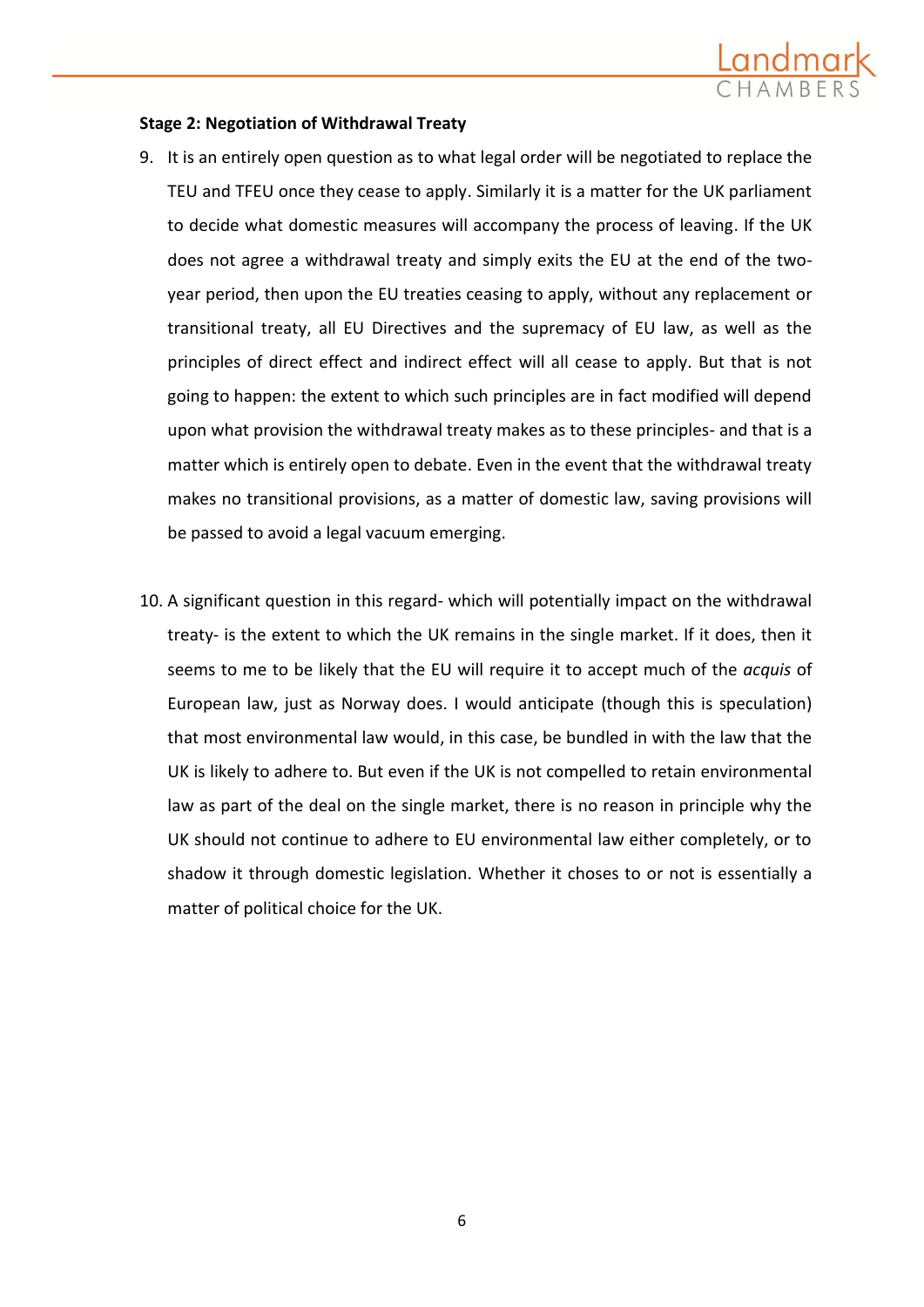**Stage 2: Negotiation of Withdrawal Treaty**

9. It is an entirely open question as to what legal order will be negotiated to replace the TEU and TFEU once they cease to apply. Similarly it is a matter for the UK parliament to decide what domestic measures will accompany the process of leaving. If the UK does not agree a withdrawal treaty and simply exits the EU at the end of the two-year period, then upon the EU treaties ceasing to apply, without any replacement or transitional treaty, all EU Directives and the supremacy of EU law, as well as the principles of direct effect and indirect effect will all cease to apply. But that is not going to happen: the extent to which such principles are in fact modified will depend upon what provision the withdrawal treaty makes as to these principles- and that is a matter which is entirely open to debate. Even in the event that the withdrawal treaty makes no transitional provisions, as a matter of domestic law, saving provisions will be passed to avoid a legal vacuum emerging.

10. A significant question in this regard- which will potentially impact on the withdrawal treaty- is the extent to which the UK remains in the single market. If it does, then it seems to me to be likely that the EU will require it to accept much of the *acquis* of European law, just as Norway does. I would anticipate (though this is speculation) that most environmental law would, in this case, be bundled in with the law that the UK is likely to adhere to. But even if the UK is not compelled to retain environmental law as part of the deal on the single market, there is no reason in principle why the UK should not continue to adhere to EU environmental law either completely, or to shadow it through domestic legislation. Whether it choses to or not is essentially a matter of political choice for the UK.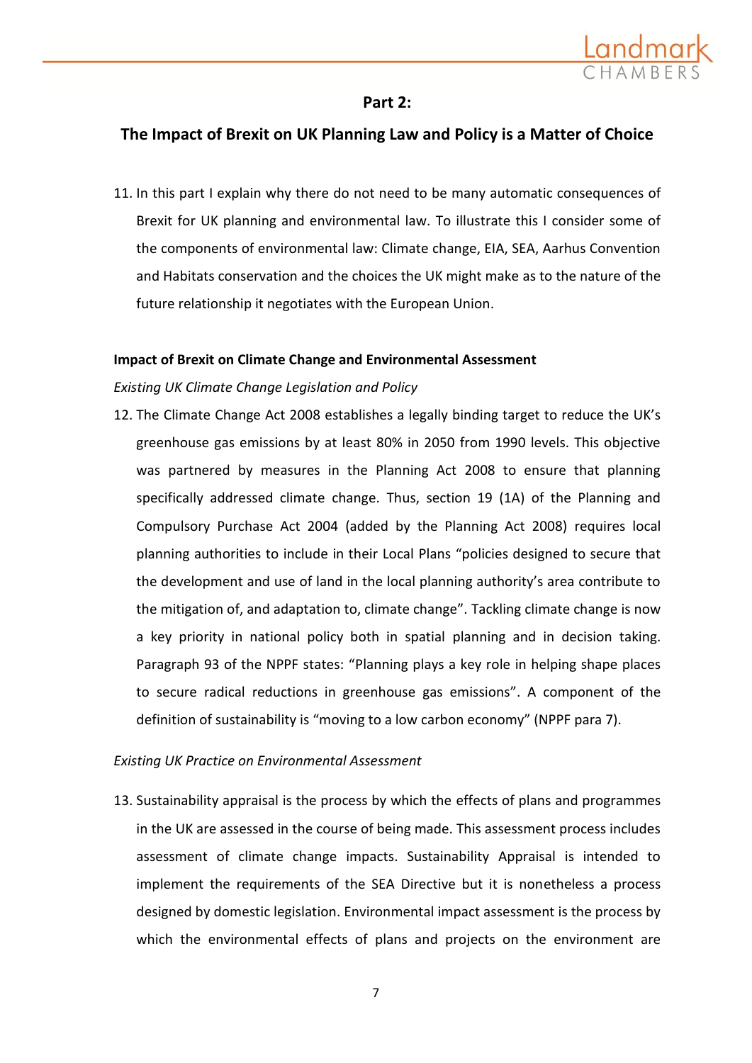## Part 2:

## The Impact of Brexit on UK Planning Law and Policy is a Matter of Choice

11. In this part I explain why there do not need to be many automatic consequences of Brexit for UK planning and environmental law. To illustrate this I consider some of the components of environmental law: Climate change, EIA, SEA, Aarhus Convention and Habitats conservation and the choices the UK might make as to the nature of the future relationship it negotiates with the European Union.

**Impact of Brexit on Climate Change and Environmental Assessment**

*Existing UK Climate Change Legislation and Policy*

12. The Climate Change Act 2008 establishes a legally binding target to reduce the UK's greenhouse gas emissions by at least 80% in 2050 from 1990 levels. This objective was partnered by measures in the Planning Act 2008 to ensure that planning specifically addressed climate change. Thus, section 19 (1A) of the Planning and Compulsory Purchase Act 2004 (added by the Planning Act 2008) requires local planning authorities to include in their Local Plans "policies designed to secure that the development and use of land in the local planning authority's area contribute to the mitigation of, and adaptation to, climate change". Tackling climate change is now a key priority in national policy both in spatial planning and in decision taking. Paragraph 93 of the NPPF states: "Planning plays a key role in helping shape places to secure radical reductions in greenhouse gas emissions". A component of the definition of sustainability is "moving to a low carbon economy" (NPPF para 7).

*Existing UK Practice on Environmental Assessment*

13. Sustainability appraisal is the process by which the effects of plans and programmes in the UK are assessed in the course of being made. This assessment process includes assessment of climate change impacts. Sustainability Appraisal is intended to implement the requirements of the SEA Directive but it is nonetheless a process designed by domestic legislation. Environmental impact assessment is the process by which the environmental effects of plans and projects on the environment are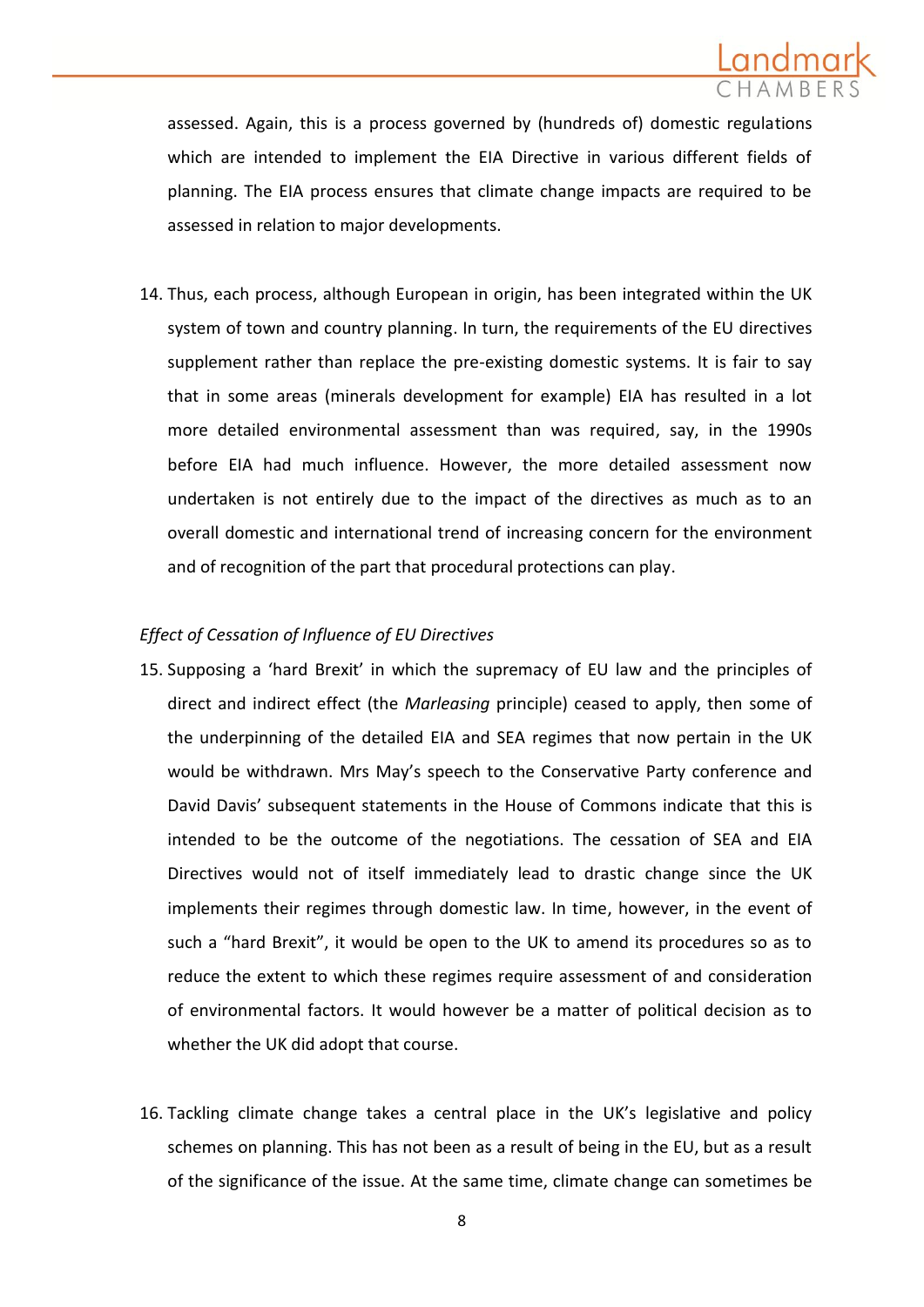assessed. Again, this is a process governed by (hundreds of) domestic regulations which are intended to implement the EIA Directive in various different fields of planning. The EIA process ensures that climate change impacts are required to be assessed in relation to major developments.

14. Thus, each process, although European in origin, has been integrated within the UK system of town and country planning. In turn, the requirements of the EU directives supplement rather than replace the pre-existing domestic systems. It is fair to say that in some areas (minerals development for example) EIA has resulted in a lot more detailed environmental assessment than was required, say, in the 1990s before EIA had much influence. However, the more detailed assessment now undertaken is not entirely due to the impact of the directives as much as to an overall domestic and international trend of increasing concern for the environment and of recognition of the part that procedural protections can play.

*Effect of Cessation of Influence of EU Directives*

15. Supposing a 'hard Brexit' in which the supremacy of EU law and the principles of direct and indirect effect (the *Marleasing* principle) ceased to apply, then some of the underpinning of the detailed EIA and SEA regimes that now pertain in the UK would be withdrawn. Mrs May's speech to the Conservative Party conference and David Davis' subsequent statements in the House of Commons indicate that this is intended to be the outcome of the negotiations. The cessation of SEA and EIA Directives would not of itself immediately lead to drastic change since the UK implements their regimes through domestic law. In time, however, in the event of such a "hard Brexit", it would be open to the UK to amend its procedures so as to reduce the extent to which these regimes require assessment of and consideration of environmental factors. It would however be a matter of political decision as to whether the UK did adopt that course.

16. Tackling climate change takes a central place in the UK's legislative and policy schemes on planning. This has not been as a result of being in the EU, but as a result of the significance of the issue. At the same time, climate change can sometimes be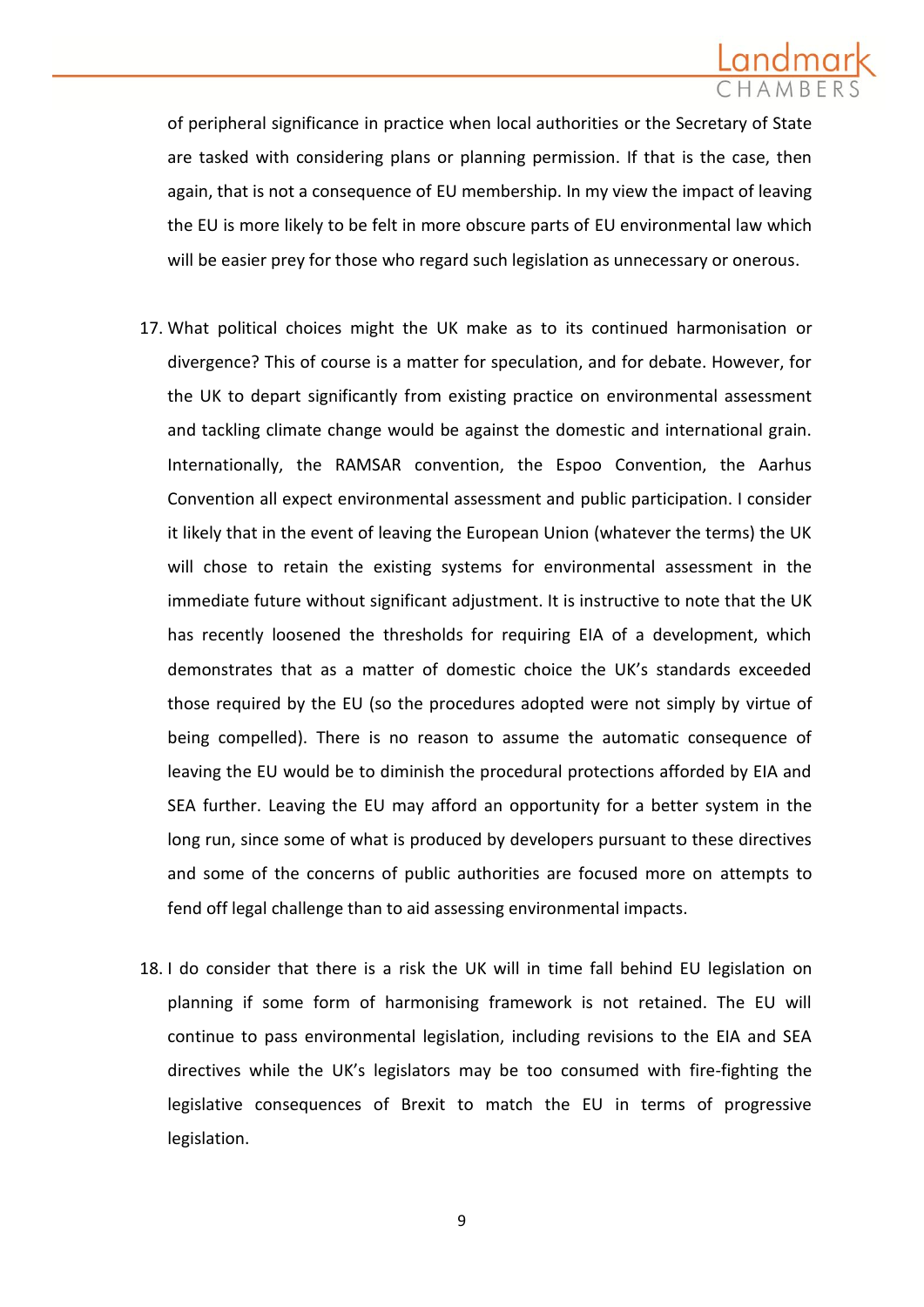of peripheral significance in practice when local authorities or the Secretary of State are tasked with considering plans or planning permission. If that is the case, then again, that is not a consequence of EU membership. In my view the impact of leaving the EU is more likely to be felt in more obscure parts of EU environmental law which will be easier prey for those who regard such legislation as unnecessary or onerous.

17. What political choices might the UK make as to its continued harmonisation or divergence? This of course is a matter for speculation, and for debate. However, for the UK to depart significantly from existing practice on environmental assessment and tackling climate change would be against the domestic and international grain. Internationally, the RAMSAR convention, the Espoo Convention, the Aarhus Convention all expect environmental assessment and public participation. I consider it likely that in the event of leaving the European Union (whatever the terms) the UK will chose to retain the existing systems for environmental assessment in the immediate future without significant adjustment. It is instructive to note that the UK has recently loosened the thresholds for requiring EIA of a development, which demonstrates that as a matter of domestic choice the UK's standards exceeded those required by the EU (so the procedures adopted were not simply by virtue of being compelled). There is no reason to assume the automatic consequence of leaving the EU would be to diminish the procedural protections afforded by EIA and SEA further. Leaving the EU may afford an opportunity for a better system in the long run, since some of what is produced by developers pursuant to these directives and some of the concerns of public authorities are focused more on attempts to fend off legal challenge than to aid assessing environmental impacts.

18. I do consider that there is a risk the UK will in time fall behind EU legislation on planning if some form of harmonising framework is not retained. The EU will continue to pass environmental legislation, including revisions to the EIA and SEA directives while the UK's legislators may be too consumed with fire-fighting the legislative consequences of Brexit to match the EU in terms of progressive legislation.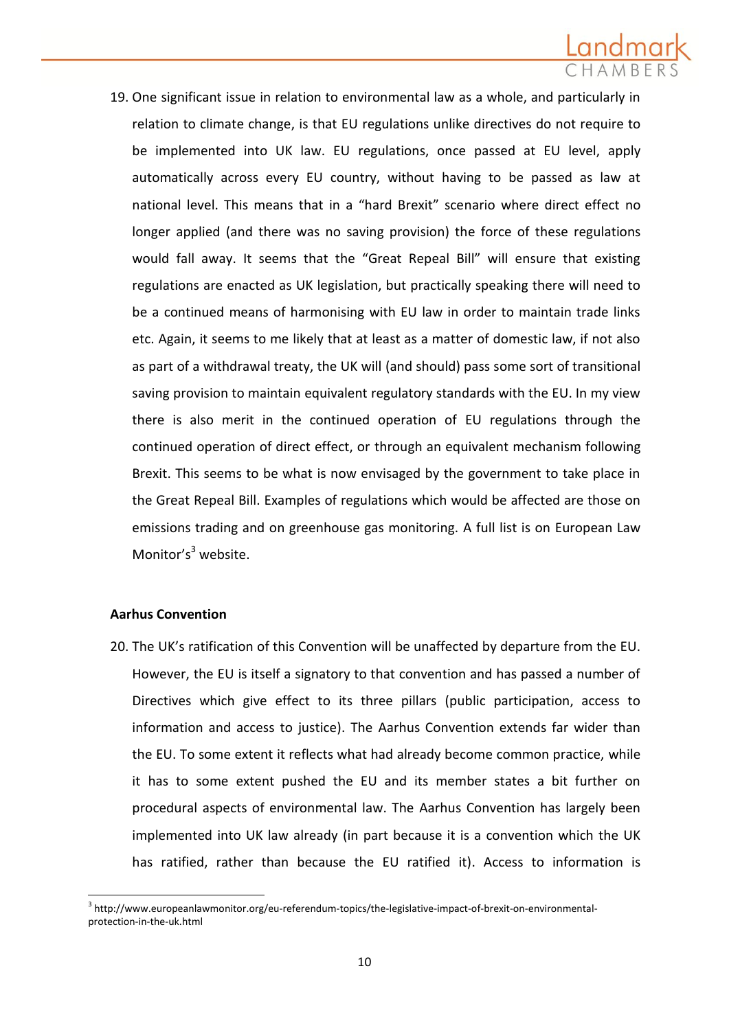19. One significant issue in relation to environmental law as a whole, and particularly in relation to climate change, is that EU regulations unlike directives do not require to be implemented into UK law. EU regulations, once passed at EU level, apply automatically across every EU country, without having to be passed as law at national level. This means that in a "hard Brexit" scenario where direct effect no longer applied (and there was no saving provision) the force of these regulations would fall away. It seems that the "Great Repeal Bill" will ensure that existing regulations are enacted as UK legislation, but practically speaking there will need to be a continued means of harmonising with EU law in order to maintain trade links etc. Again, it seems to me likely that at least as a matter of domestic law, if not also as part of a withdrawal treaty, the UK will (and should) pass some sort of transitional saving provision to maintain equivalent regulatory standards with the EU. In my view there is also merit in the continued operation of EU regulations through the continued operation of direct effect, or through an equivalent mechanism following Brexit. This seems to be what is now envisaged by the government to take place in the Great Repeal Bill. Examples of regulations which would be affected are those on emissions trading and on greenhouse gas monitoring. A full list is on European Law Monitor's[3] website.

**Aarhus Convention**

20. The UK's ratification of this Convention will be unaffected by departure from the EU. However, the EU is itself a signatory to that convention and has passed a number of Directives which give effect to its three pillars (public participation, access to information and access to justice). The Aarhus Convention extends far wider than the EU. To some extent it reflects what had already become common practice, while it has to some extent pushed the EU and its member states a bit further on procedural aspects of environmental law. The Aarhus Convention has largely been implemented into UK law already (in part because it is a convention which the UK has ratified, rather than because the EU ratified it). Access to information is

[3] http://www.europeanlawmonitor.org/eu-referendum-topics/the-legislative-impact-of-brexit-on-environmental-protection-in-the-uk.html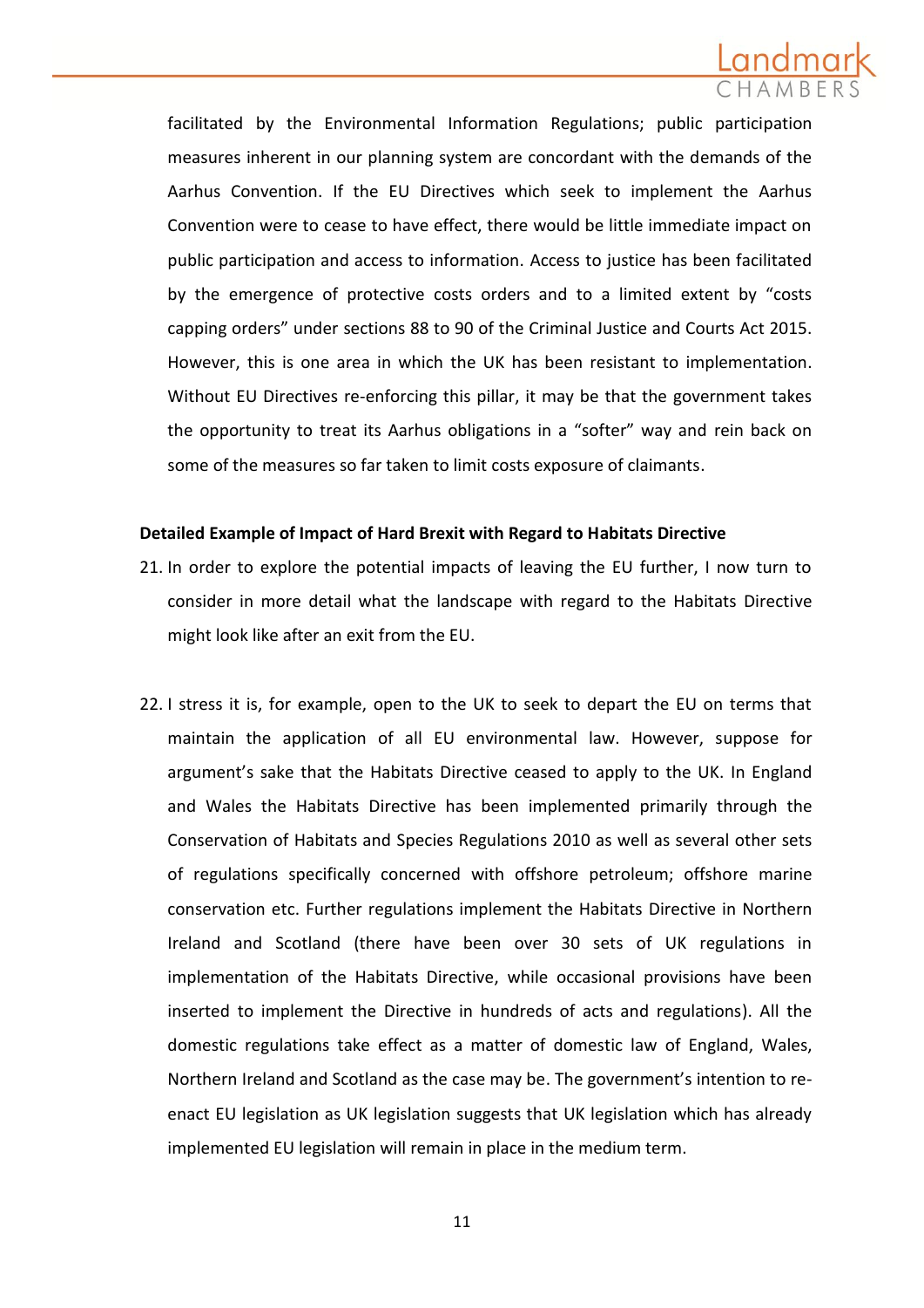facilitated by the Environmental Information Regulations; public participation measures inherent in our planning system are concordant with the demands of the Aarhus Convention. If the EU Directives which seek to implement the Aarhus Convention were to cease to have effect, there would be little immediate impact on public participation and access to information. Access to justice has been facilitated by the emergence of protective costs orders and to a limited extent by "costs capping orders" under sections 88 to 90 of the Criminal Justice and Courts Act 2015. However, this is one area in which the UK has been resistant to implementation. Without EU Directives re-enforcing this pillar, it may be that the government takes the opportunity to treat its Aarhus obligations in a "softer" way and rein back on some of the measures so far taken to limit costs exposure of claimants.

**Detailed Example of Impact of Hard Brexit with Regard to Habitats Directive**

21. In order to explore the potential impacts of leaving the EU further, I now turn to consider in more detail what the landscape with regard to the Habitats Directive might look like after an exit from the EU.

22. I stress it is, for example, open to the UK to seek to depart the EU on terms that maintain the application of all EU environmental law. However, suppose for argument's sake that the Habitats Directive ceased to apply to the UK. In England and Wales the Habitats Directive has been implemented primarily through the Conservation of Habitats and Species Regulations 2010 as well as several other sets of regulations specifically concerned with offshore petroleum; offshore marine conservation etc. Further regulations implement the Habitats Directive in Northern Ireland and Scotland (there have been over 30 sets of UK regulations in implementation of the Habitats Directive, while occasional provisions have been inserted to implement the Directive in hundreds of acts and regulations). All the domestic regulations take effect as a matter of domestic law of England, Wales, Northern Ireland and Scotland as the case may be. The government's intention to re-enact EU legislation as UK legislation suggests that UK legislation which has already implemented EU legislation will remain in place in the medium term.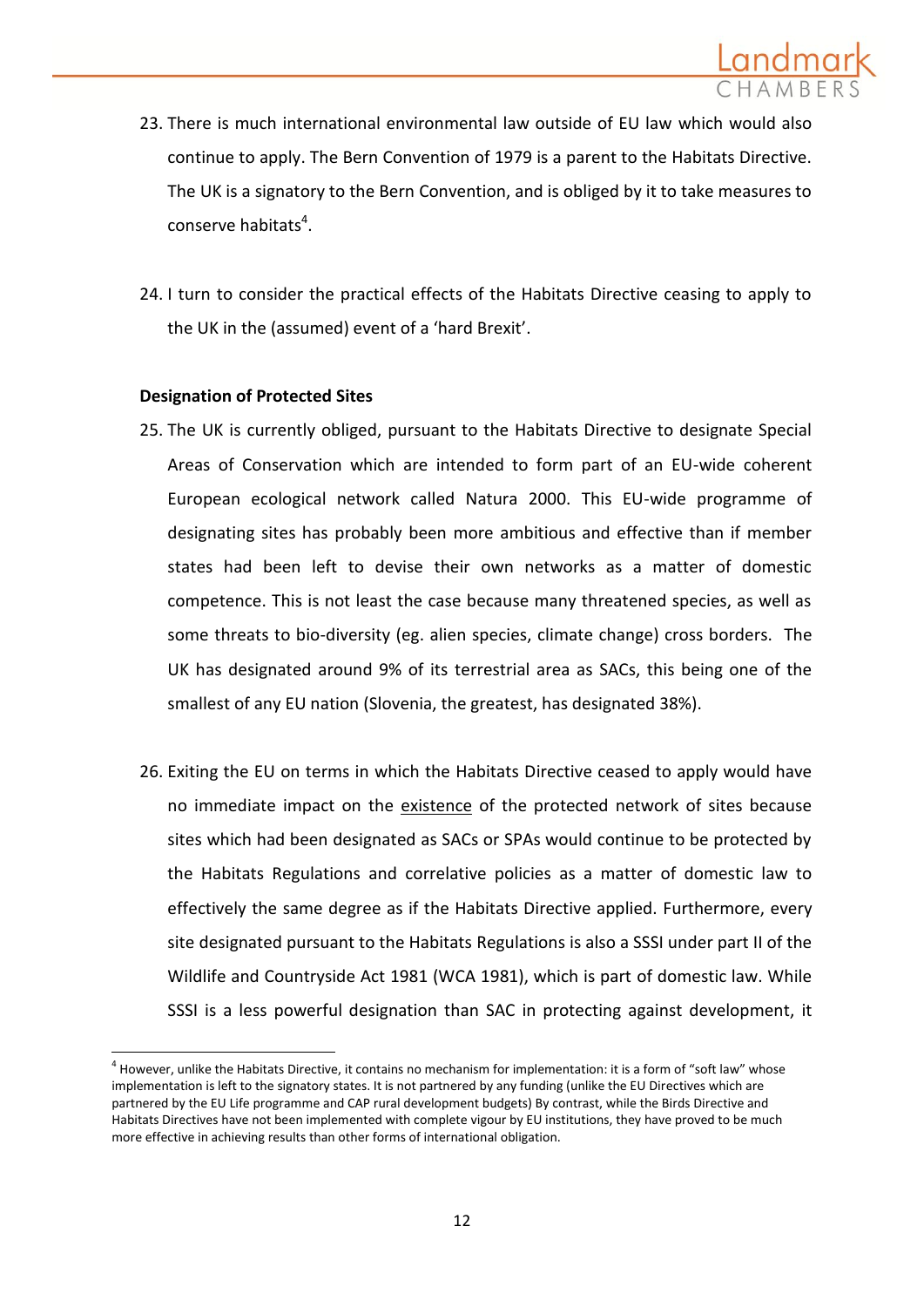23. There is much international environmental law outside of EU law which would also continue to apply. The Bern Convention of 1979 is a parent to the Habitats Directive. The UK is a signatory to the Bern Convention, and is obliged by it to take measures to conserve habitats[4].

24. I turn to consider the practical effects of the Habitats Directive ceasing to apply to the UK in the (assumed) event of a 'hard Brexit'.

**Designation of Protected Sites**

25. The UK is currently obliged, pursuant to the Habitats Directive to designate Special Areas of Conservation which are intended to form part of an EU-wide coherent European ecological network called Natura 2000. This EU-wide programme of designating sites has probably been more ambitious and effective than if member states had been left to devise their own networks as a matter of domestic competence. This is not least the case because many threatened species, as well as some threats to bio-diversity (eg. alien species, climate change) cross borders. The UK has designated around 9% of its terrestrial area as SACs, this being one of the smallest of any EU nation (Slovenia, the greatest, has designated 38%).

26. Exiting the EU on terms in which the Habitats Directive ceased to apply would have no immediate impact on the <u>existence</u> of the protected network of sites because sites which had been designated as SACs or SPAs would continue to be protected by the Habitats Regulations and correlative policies as a matter of domestic law to effectively the same degree as if the Habitats Directive applied. Furthermore, every site designated pursuant to the Habitats Regulations is also a SSSI under part II of the Wildlife and Countryside Act 1981 (WCA 1981), which is part of domestic law. While SSSI is a less powerful designation than SAC in protecting against development, it

---

[4] However, unlike the Habitats Directive, it contains no mechanism for implementation: it is a form of "soft law" whose implementation is left to the signatory states. It is not partnered by any funding (unlike the EU Directives which are partnered by the EU Life programme and CAP rural development budgets) By contrast, while the Birds Directive and Habitats Directives have not been implemented with complete vigour by EU institutions, they have proved to be much more effective in achieving results than other forms of international obligation.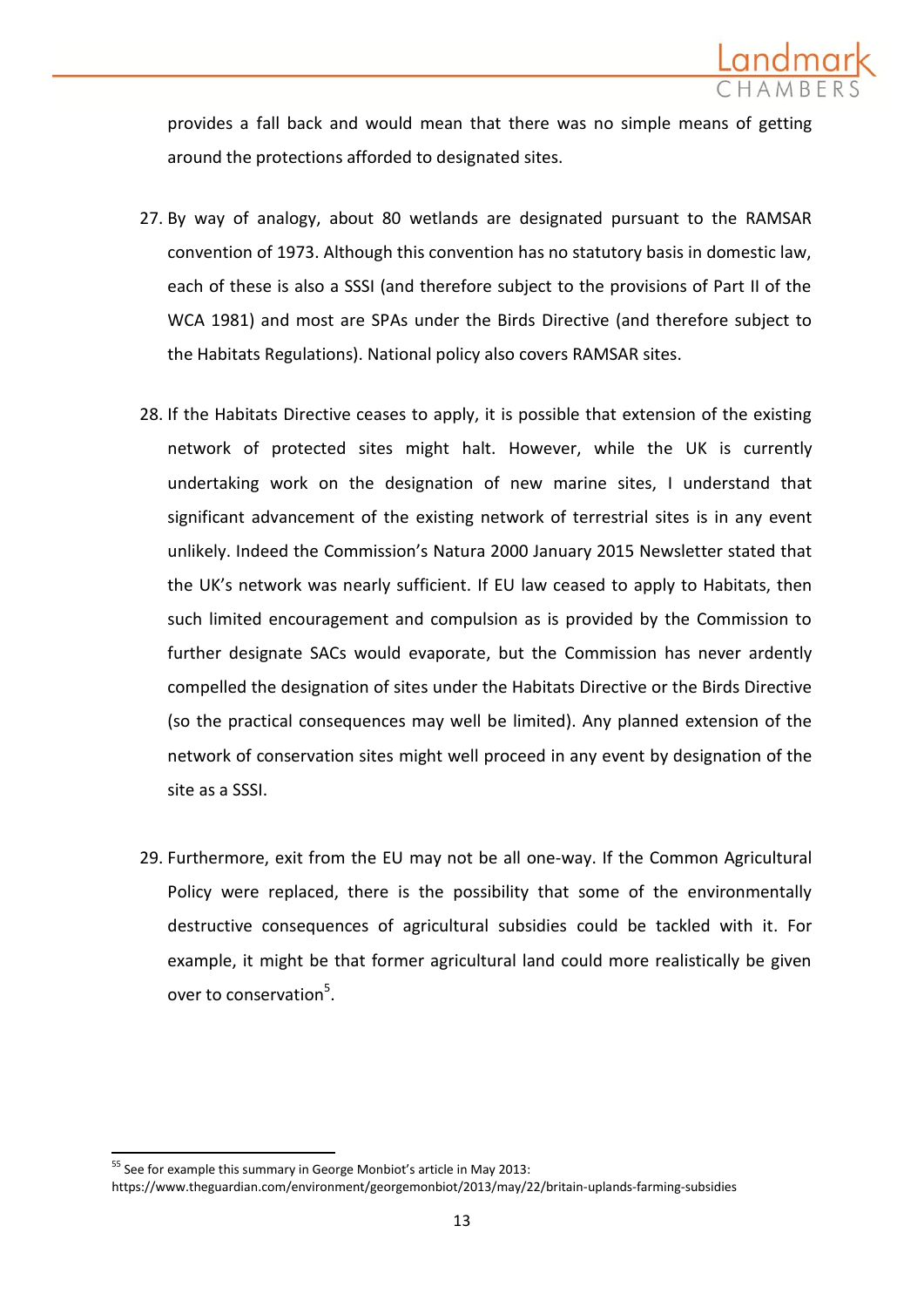provides a fall back and would mean that there was no simple means of getting around the protections afforded to designated sites.

27. By way of analogy, about 80 wetlands are designated pursuant to the RAMSAR convention of 1973. Although this convention has no statutory basis in domestic law, each of these is also a SSSI (and therefore subject to the provisions of Part II of the WCA 1981) and most are SPAs under the Birds Directive (and therefore subject to the Habitats Regulations). National policy also covers RAMSAR sites.

28. If the Habitats Directive ceases to apply, it is possible that extension of the existing network of protected sites might halt. However, while the UK is currently undertaking work on the designation of new marine sites, I understand that significant advancement of the existing network of terrestrial sites is in any event unlikely. Indeed the Commission's Natura 2000 January 2015 Newsletter stated that the UK's network was nearly sufficient. If EU law ceased to apply to Habitats, then such limited encouragement and compulsion as is provided by the Commission to further designate SACs would evaporate, but the Commission has never ardently compelled the designation of sites under the Habitats Directive or the Birds Directive (so the practical consequences may well be limited). Any planned extension of the network of conservation sites might well proceed in any event by designation of the site as a SSSI.

29. Furthermore, exit from the EU may not be all one-way. If the Common Agricultural Policy were replaced, there is the possibility that some of the environmentally destructive consequences of agricultural subsidies could be tackled with it. For example, it might be that former agricultural land could more realistically be given over to conservation[5].

---

[5] See for example this summary in George Monbiot's article in May 2013: https://www.theguardian.com/environment/georgemonbiot/2013/may/22/britain-uplands-farming-subsidies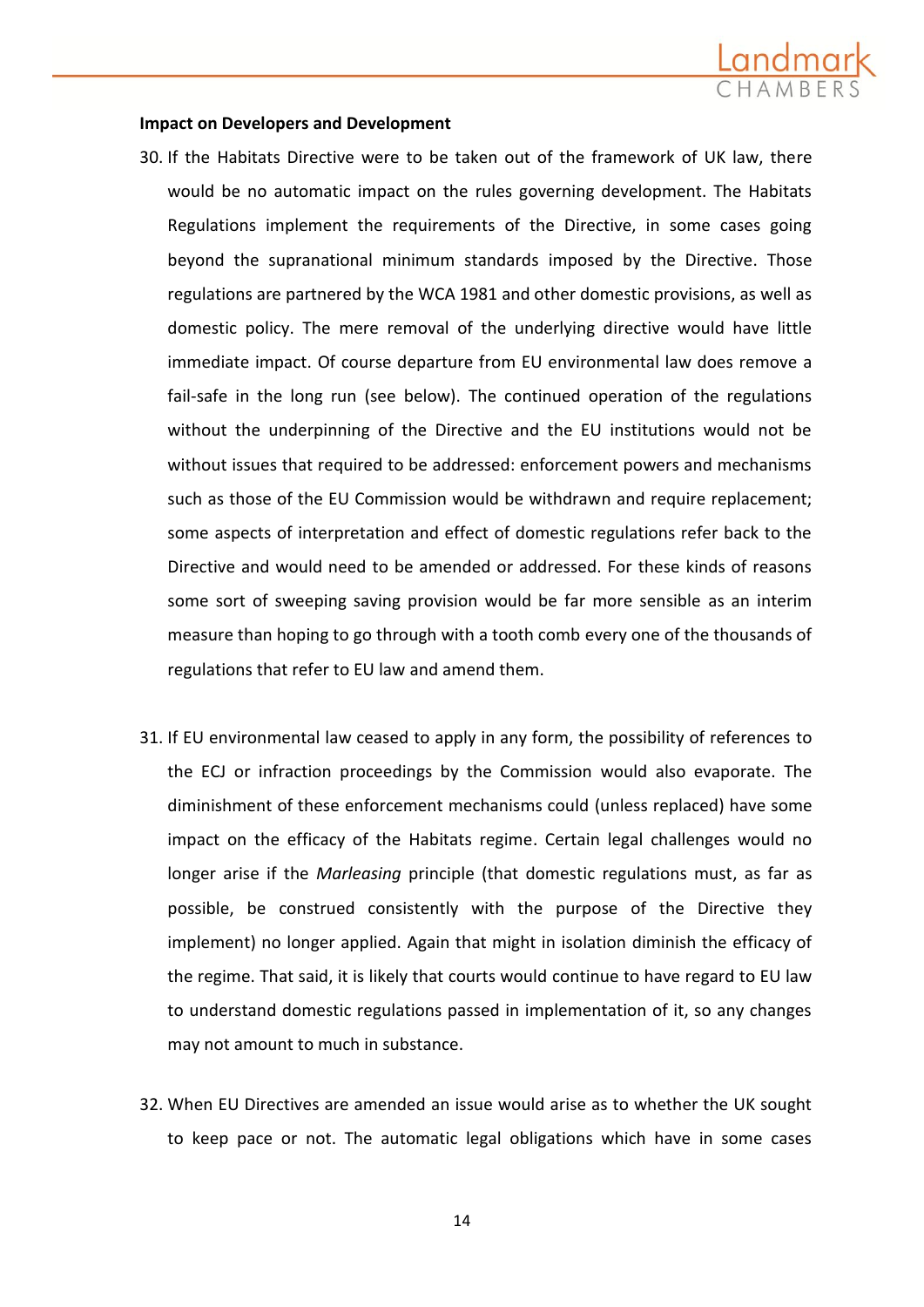**Impact on Developers and Development**

30. If the Habitats Directive were to be taken out of the framework of UK law, there would be no automatic impact on the rules governing development. The Habitats Regulations implement the requirements of the Directive, in some cases going beyond the supranational minimum standards imposed by the Directive. Those regulations are partnered by the WCA 1981 and other domestic provisions, as well as domestic policy. The mere removal of the underlying directive would have little immediate impact. Of course departure from EU environmental law does remove a fail-safe in the long run (see below). The continued operation of the regulations without the underpinning of the Directive and the EU institutions would not be without issues that required to be addressed: enforcement powers and mechanisms such as those of the EU Commission would be withdrawn and require replacement; some aspects of interpretation and effect of domestic regulations refer back to the Directive and would need to be amended or addressed. For these kinds of reasons some sort of sweeping saving provision would be far more sensible as an interim measure than hoping to go through with a tooth comb every one of the thousands of regulations that refer to EU law and amend them.

31. If EU environmental law ceased to apply in any form, the possibility of references to the ECJ or infraction proceedings by the Commission would also evaporate. The diminishment of these enforcement mechanisms could (unless replaced) have some impact on the efficacy of the Habitats regime. Certain legal challenges would no longer arise if the *Marleasing* principle (that domestic regulations must, as far as possible, be construed consistently with the purpose of the Directive they implement) no longer applied. Again that might in isolation diminish the efficacy of the regime. That said, it is likely that courts would continue to have regard to EU law to understand domestic regulations passed in implementation of it, so any changes may not amount to much in substance.

32. When EU Directives are amended an issue would arise as to whether the UK sought to keep pace or not. The automatic legal obligations which have in some cases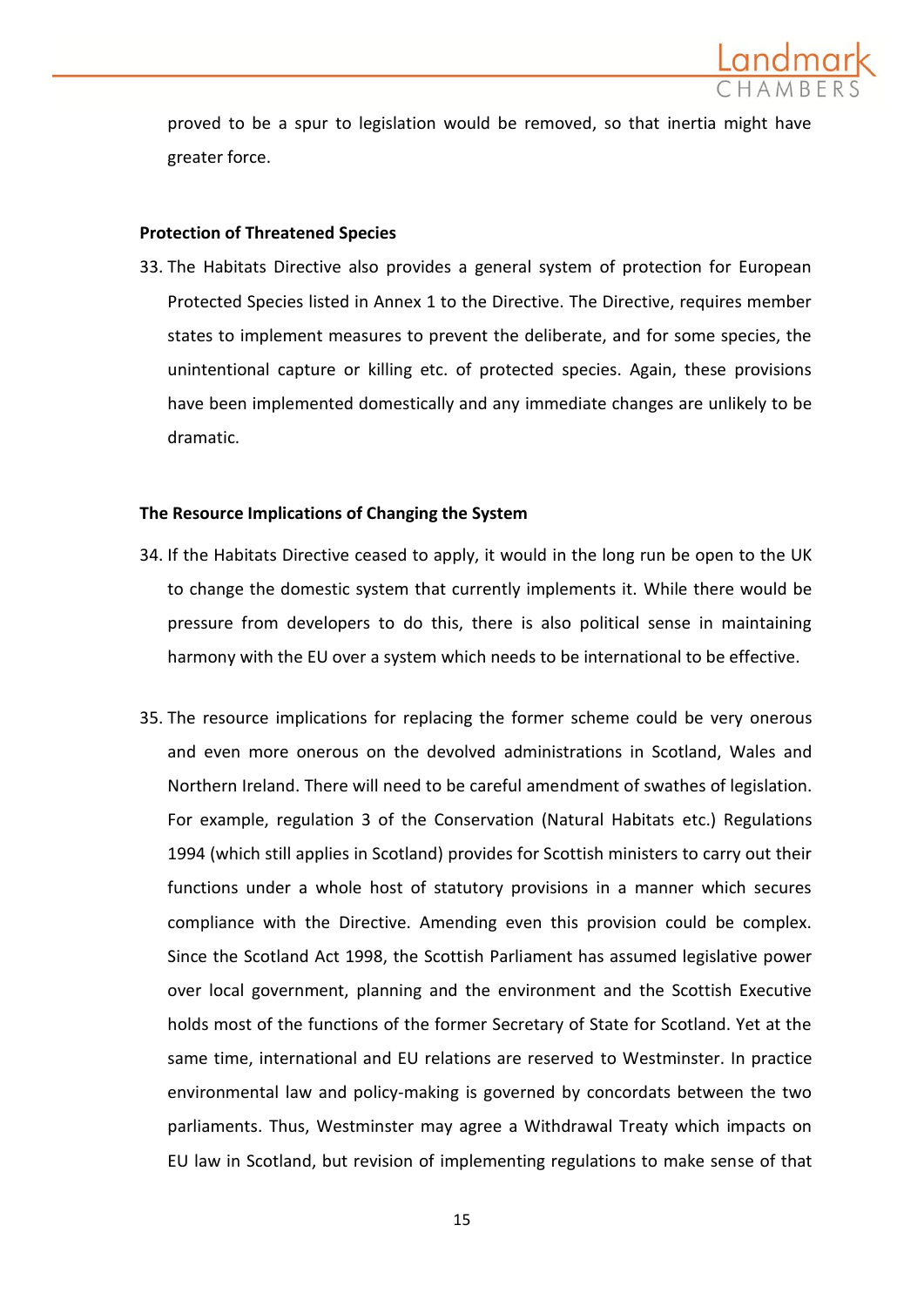proved to be a spur to legislation would be removed, so that inertia might have greater force.

**Protection of Threatened Species**

33. The Habitats Directive also provides a general system of protection for European Protected Species listed in Annex 1 to the Directive. The Directive, requires member states to implement measures to prevent the deliberate, and for some species, the unintentional capture or killing etc. of protected species. Again, these provisions have been implemented domestically and any immediate changes are unlikely to be dramatic.

**The Resource Implications of Changing the System**

34. If the Habitats Directive ceased to apply, it would in the long run be open to the UK to change the domestic system that currently implements it. While there would be pressure from developers to do this, there is also political sense in maintaining harmony with the EU over a system which needs to be international to be effective.

35. The resource implications for replacing the former scheme could be very onerous and even more onerous on the devolved administrations in Scotland, Wales and Northern Ireland. There will need to be careful amendment of swathes of legislation. For example, regulation 3 of the Conservation (Natural Habitats etc.) Regulations 1994 (which still applies in Scotland) provides for Scottish ministers to carry out their functions under a whole host of statutory provisions in a manner which secures compliance with the Directive. Amending even this provision could be complex. Since the Scotland Act 1998, the Scottish Parliament has assumed legislative power over local government, planning and the environment and the Scottish Executive holds most of the functions of the former Secretary of State for Scotland. Yet at the same time, international and EU relations are reserved to Westminster. In practice environmental law and policy-making is governed by concordats between the two parliaments. Thus, Westminster may agree a Withdrawal Treaty which impacts on EU law in Scotland, but revision of implementing regulations to make sense of that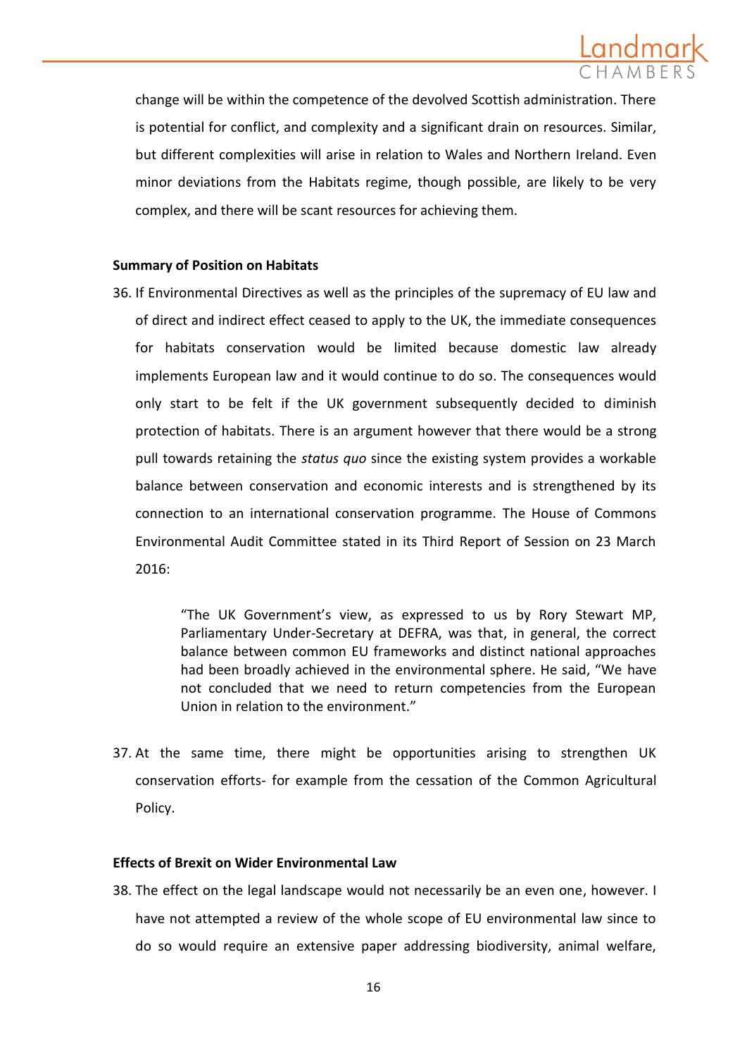change will be within the competence of the devolved Scottish administration. There is potential for conflict, and complexity and a significant drain on resources. Similar, but different complexities will arise in relation to Wales and Northern Ireland. Even minor deviations from the Habitats regime, though possible, are likely to be very complex, and there will be scant resources for achieving them.

**Summary of Position on Habitats**

36. If Environmental Directives as well as the principles of the supremacy of EU law and of direct and indirect effect ceased to apply to the UK, the immediate consequences for habitats conservation would be limited because domestic law already implements European law and it would continue to do so. The consequences would only start to be felt if the UK government subsequently decided to diminish protection of habitats. There is an argument however that there would be a strong pull towards retaining the *status quo* since the existing system provides a workable balance between conservation and economic interests and is strengthened by its connection to an international conservation programme. The House of Commons Environmental Audit Committee stated in its Third Report of Session on 23 March 2016:

> "The UK Government's view, as expressed to us by Rory Stewart MP, Parliamentary Under-Secretary at DEFRA, was that, in general, the correct balance between common EU frameworks and distinct national approaches had been broadly achieved in the environmental sphere. He said, "We have not concluded that we need to return competencies from the European Union in relation to the environment."

37. At the same time, there might be opportunities arising to strengthen UK conservation efforts- for example from the cessation of the Common Agricultural Policy.

**Effects of Brexit on Wider Environmental Law**

38. The effect on the legal landscape would not necessarily be an even one, however. I have not attempted a review of the whole scope of EU environmental law since to do so would require an extensive paper addressing biodiversity, animal welfare,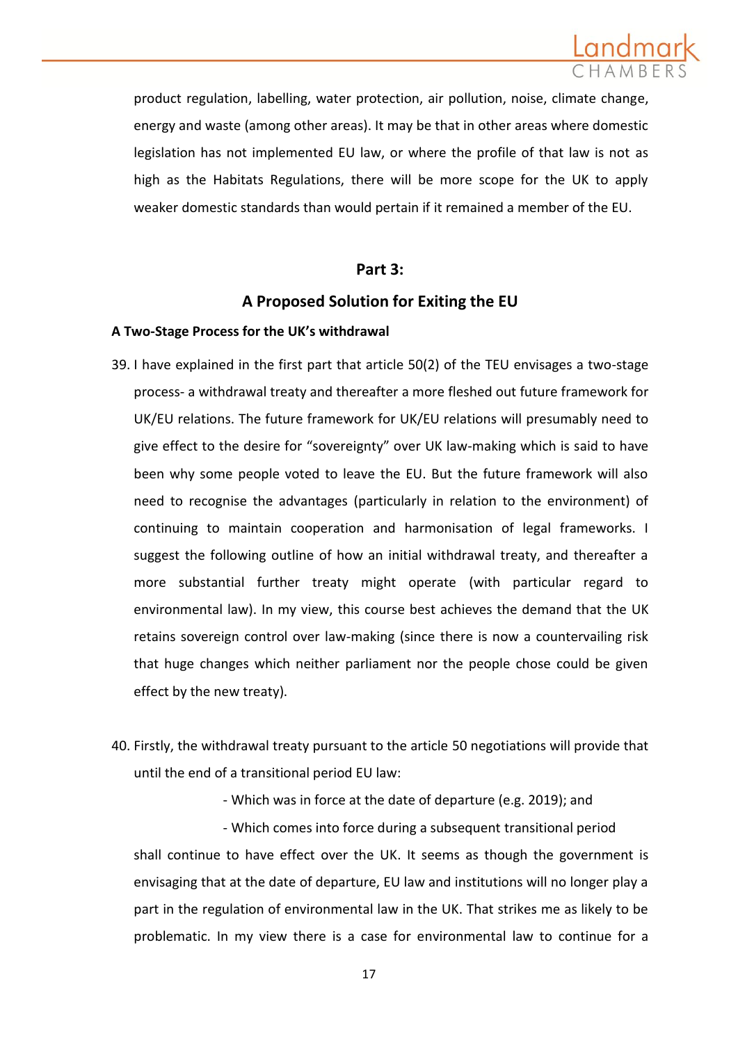product regulation, labelling, water protection, air pollution, noise, climate change, energy and waste (among other areas). It may be that in other areas where domestic legislation has not implemented EU law, or where the profile of that law is not as high as the Habitats Regulations, there will be more scope for the UK to apply weaker domestic standards than would pertain if it remained a member of the EU.

## Part 3:

## A Proposed Solution for Exiting the EU

**A Two-Stage Process for the UK's withdrawal**

39. I have explained in the first part that article 50(2) of the TEU envisages a two-stage process- a withdrawal treaty and thereafter a more fleshed out future framework for UK/EU relations. The future framework for UK/EU relations will presumably need to give effect to the desire for "sovereignty" over UK law-making which is said to have been why some people voted to leave the EU. But the future framework will also need to recognise the advantages (particularly in relation to the environment) of continuing to maintain cooperation and harmonisation of legal frameworks. I suggest the following outline of how an initial withdrawal treaty, and thereafter a more substantial further treaty might operate (with particular regard to environmental law). In my view, this course best achieves the demand that the UK retains sovereign control over law-making (since there is now a countervailing risk that huge changes which neither parliament nor the people chose could be given effect by the new treaty).

40. Firstly, the withdrawal treaty pursuant to the article 50 negotiations will provide that until the end of a transitional period EU law:

    - Which was in force at the date of departure (e.g. 2019); and
    - Which comes into force during a subsequent transitional period

    shall continue to have effect over the UK. It seems as though the government is envisaging that at the date of departure, EU law and institutions will no longer play a part in the regulation of environmental law in the UK. That strikes me as likely to be problematic. In my view there is a case for environmental law to continue for a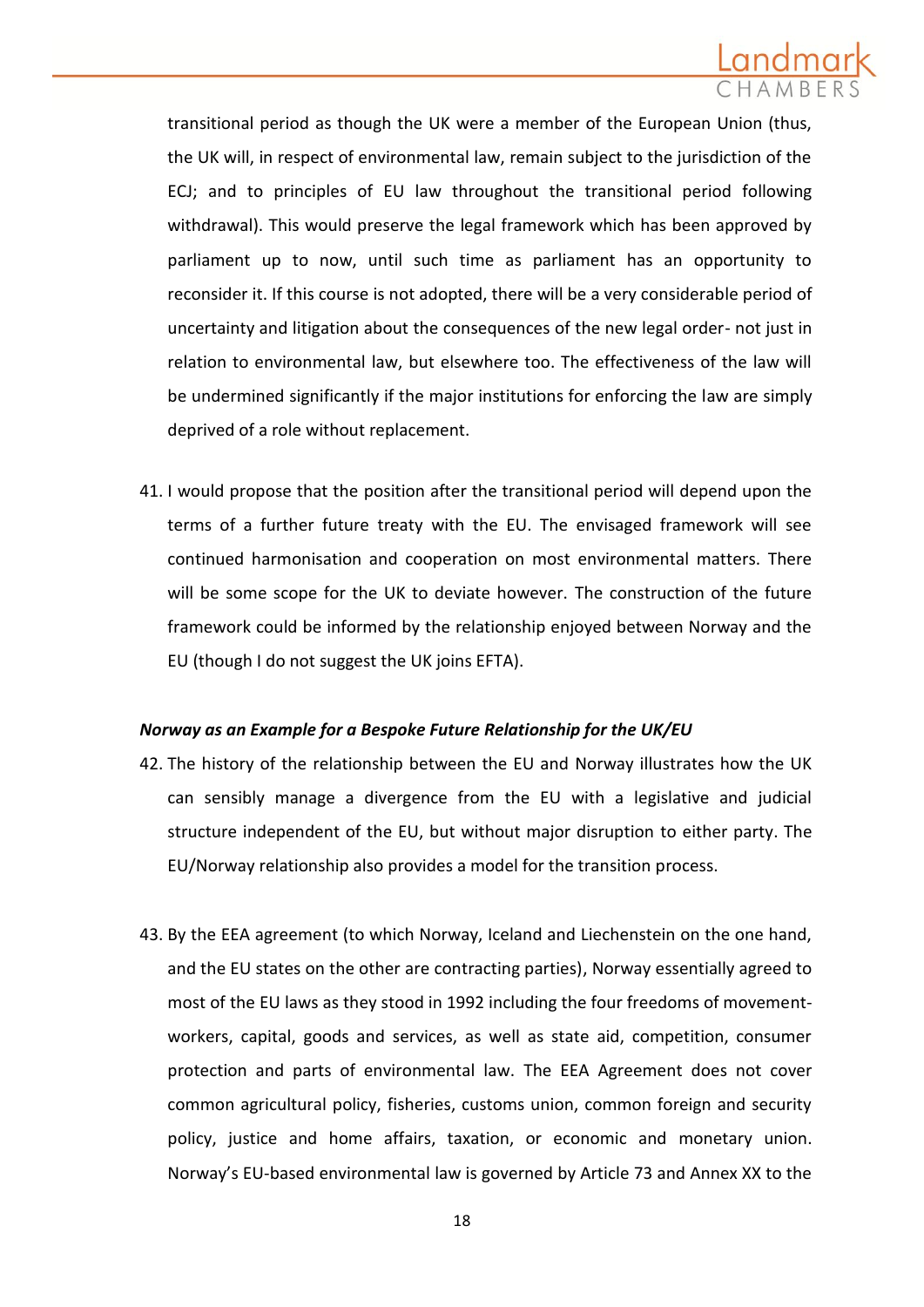transitional period as though the UK were a member of the European Union (thus, the UK will, in respect of environmental law, remain subject to the jurisdiction of the ECJ; and to principles of EU law throughout the transitional period following withdrawal). This would preserve the legal framework which has been approved by parliament up to now, until such time as parliament has an opportunity to reconsider it. If this course is not adopted, there will be a very considerable period of uncertainty and litigation about the consequences of the new legal order- not just in relation to environmental law, but elsewhere too. The effectiveness of the law will be undermined significantly if the major institutions for enforcing the law are simply deprived of a role without replacement.

41. I would propose that the position after the transitional period will depend upon the terms of a further future treaty with the EU. The envisaged framework will see continued harmonisation and cooperation on most environmental matters. There will be some scope for the UK to deviate however. The construction of the future framework could be informed by the relationship enjoyed between Norway and the EU (though I do not suggest the UK joins EFTA).

***Norway as an Example for a Bespoke Future Relationship for the UK/EU***

42. The history of the relationship between the EU and Norway illustrates how the UK can sensibly manage a divergence from the EU with a legislative and judicial structure independent of the EU, but without major disruption to either party. The EU/Norway relationship also provides a model for the transition process.

43. By the EEA agreement (to which Norway, Iceland and Liechenstein on the one hand, and the EU states on the other are contracting parties), Norway essentially agreed to most of the EU laws as they stood in 1992 including the four freedoms of movement- workers, capital, goods and services, as well as state aid, competition, consumer protection and parts of environmental law. The EEA Agreement does not cover common agricultural policy, fisheries, customs union, common foreign and security policy, justice and home affairs, taxation, or economic and monetary union. Norway's EU-based environmental law is governed by Article 73 and Annex XX to the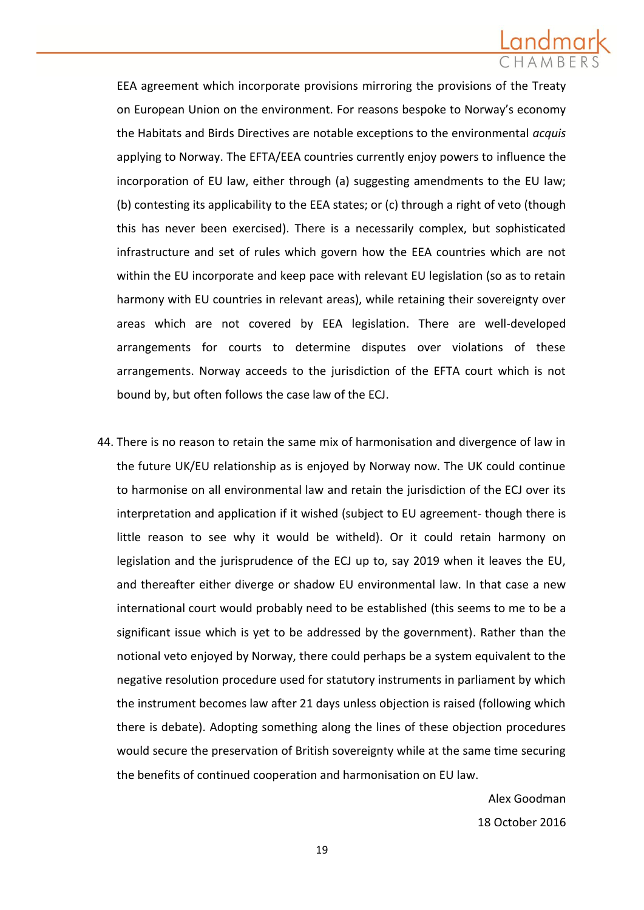EEA agreement which incorporate provisions mirroring the provisions of the Treaty on European Union on the environment. For reasons bespoke to Norway's economy the Habitats and Birds Directives are notable exceptions to the environmental *acquis* applying to Norway. The EFTA/EEA countries currently enjoy powers to influence the incorporation of EU law, either through (a) suggesting amendments to the EU law; (b) contesting its applicability to the EEA states; or (c) through a right of veto (though this has never been exercised). There is a necessarily complex, but sophisticated infrastructure and set of rules which govern how the EEA countries which are not within the EU incorporate and keep pace with relevant EU legislation (so as to retain harmony with EU countries in relevant areas), while retaining their sovereignty over areas which are not covered by EEA legislation. There are well-developed arrangements for courts to determine disputes over violations of these arrangements. Norway acceeds to the jurisdiction of the EFTA court which is not bound by, but often follows the case law of the ECJ.

44. There is no reason to retain the same mix of harmonisation and divergence of law in the future UK/EU relationship as is enjoyed by Norway now. The UK could continue to harmonise on all environmental law and retain the jurisdiction of the ECJ over its interpretation and application if it wished (subject to EU agreement- though there is little reason to see why it would be witheld). Or it could retain harmony on legislation and the jurisprudence of the ECJ up to, say 2019 when it leaves the EU, and thereafter either diverge or shadow EU environmental law. In that case a new international court would probably need to be established (this seems to me to be a significant issue which is yet to be addressed by the government). Rather than the notional veto enjoyed by Norway, there could perhaps be a system equivalent to the negative resolution procedure used for statutory instruments in parliament by which the instrument becomes law after 21 days unless objection is raised (following which there is debate). Adopting something along the lines of these objection procedures would secure the preservation of British sovereignty while at the same time securing the benefits of continued cooperation and harmonisation on EU law.

Alex Goodman

18 October 2016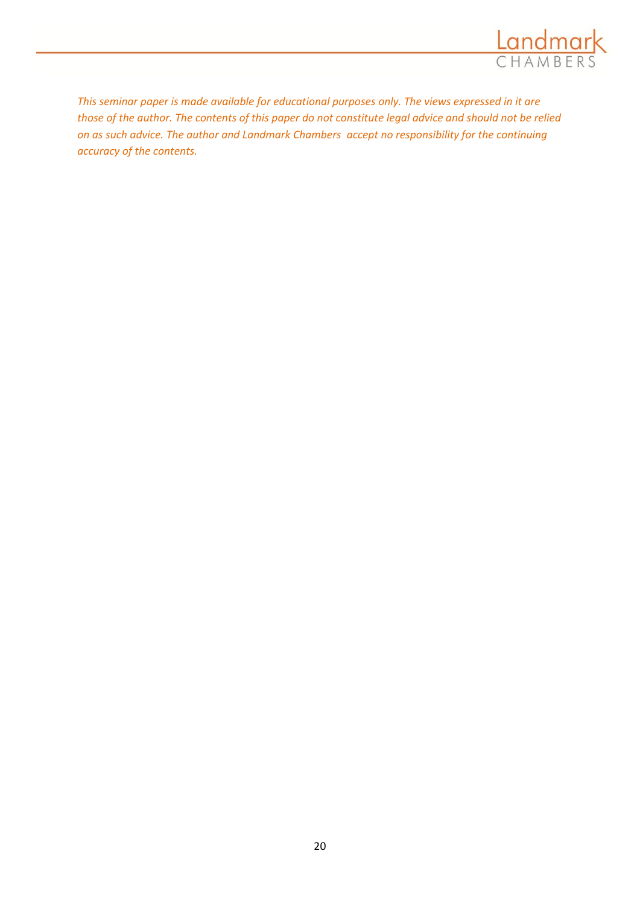*This seminar paper is made available for educational purposes only. The views expressed in it are those of the author. The contents of this paper do not constitute legal advice and should not be relied on as such advice. The author and Landmark Chambers accept no responsibility for the continuing accuracy of the contents.*